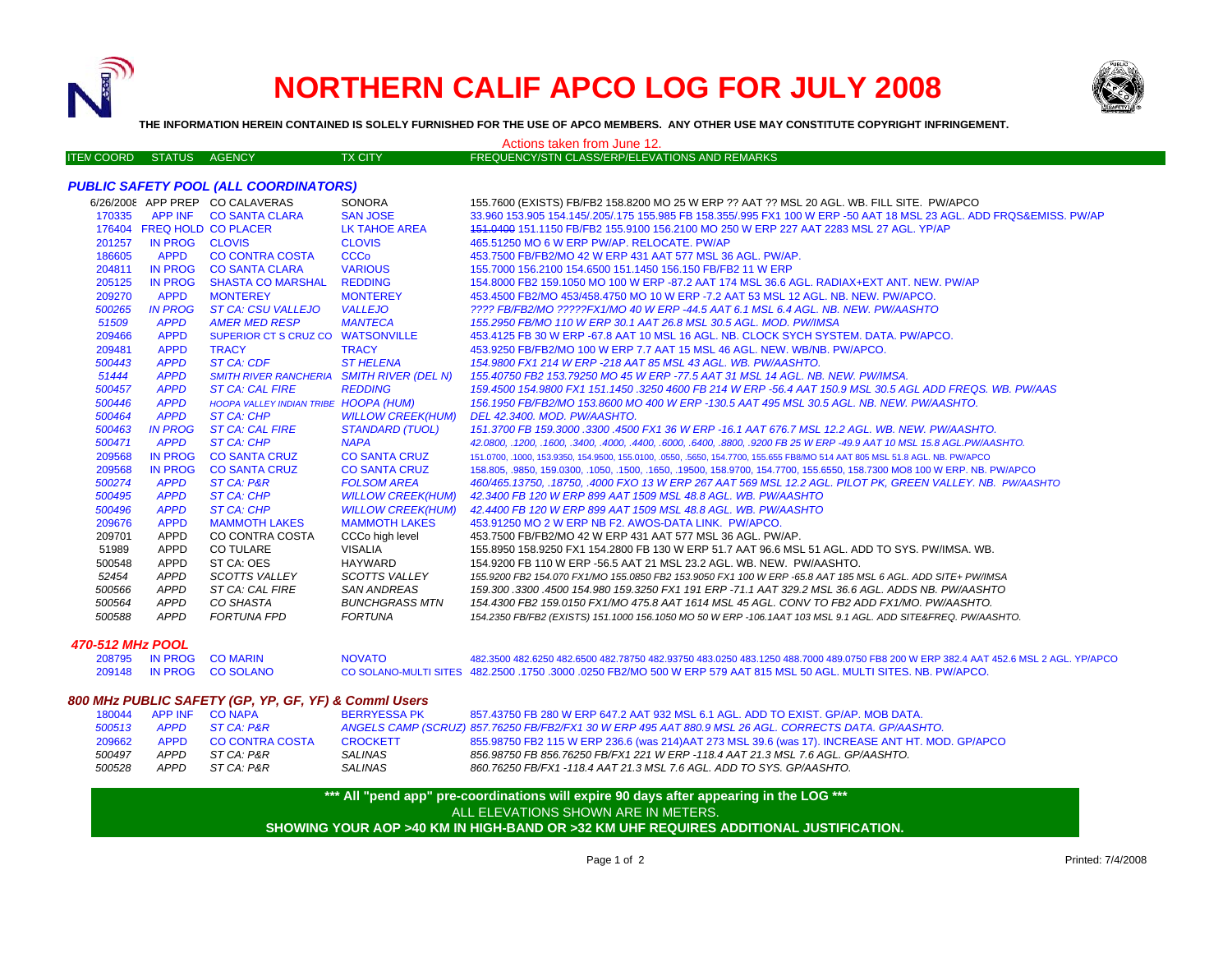# NORTHERN CALIF APCO LOG FOR JULY 2008

**THE INFORMATION HEREIN CONTAINED IS SOLELY FURNISHED FOR THE USE OF APCO MEMBERS. ANY OTHER USE MAY CONSTITUTE COPYRIGHT INFRINGEMENT.**

Actions taken from June 12.

| ITEM COORD | STATUS | AGENCY | TX CITY | FREQUENCY/STN CLASS/ERP/ELEVATIONS AND REMARKS |
|---|---|---|---|---|
| ***PUBLIC SAFETY POOL (ALL COORDINATORS)*** | | | | |
| 6/26/2008 | APP PREP | CO CALAVERAS | SONORA | 155.7600 (EXISTS) FB/FB2 158.8200 MO 25 W ERP ?? AAT ?? MSL 20 AGL. WB. FILL SITE. PW/APCO |
| 170335 | APP INF | CO SANTA CLARA | SAN JOSE | 33.960 153.905 154.145/.205/.175 155.985 FB 158.355/.995 FX1 100 W ERP -50 AAT 18 MSL 23 AGL. ADD FRQS&EMISS. PW/AP |
| 176404 | FREQ HOLD | CO PLACER | LK TAHOE AREA | ~~151.0400~~ 151.1150 FB/FB2 155.9100 156.2100 MO 250 W ERP 227 AAT 2283 MSL 27 AGL. YP/AP |
| 201257 | IN PROG | CLOVIS | CLOVIS | 465.51250 MO 6 W ERP PW/AP. RELOCATE. PW/AP |
| 186605 | APPD | CO CONTRA COSTA | CCCo | 453.7500 FB/FB2/MO 42 W ERP 431 AAT 577 MSL 36 AGL. PW/AP. |
| 204811 | IN PROG | CO SANTA CLARA | VARIOUS | 155.7000 156.2100 154.6500 151.1450 156.150 FB/FB2 11 W ERP |
| 205125 | IN PROG | SHASTA CO MARSHAL | REDDING | 154.8000 FB2 159.1050 MO 100 W ERP -87.2 AAT 174 MSL 36.6 AGL. RADIAX+EXT ANT. NEW. PW/AP |
| 209270 | APPD | MONTEREY | MONTEREY | 453.4500 FB2/MO 453/458.4750 MO 10 W ERP -7.2 AAT 53 MSL 12 AGL. NB. NEW. PW/APCO. |
| *500265* | *IN PROG* | *ST CA: CSU VALLEJO* | *VALLEJO* | *???? FB/FB2/MO ?????FX1/MO 40 W ERP -44.5 AAT 6.1 MSL 6.4 AGL. NB. NEW. PW/AASHTO* |
| *51509* | *APPD* | *AMER MED RESP* | *MANTECA* | *155.2950 FB/MO 110 W ERP 30.1 AAT 26.8 MSL 30.5 AGL. MOD. PW/IMSA* |
| 209466 | APPD | SUPERIOR CT S CRUZ CO | WATSONVILLE | 453.4125 FB 30 W ERP -67.8 AAT 10 MSL 16 AGL. NB. CLOCK SYCH SYSTEM. DATA. PW/APCO. |
| 209481 | APPD | TRACY | TRACY | 453.9250 FB/FB2/MO 100 W ERP 7.7 AAT 15 MSL 46 AGL. NEW. WB/NB. PW/APCO. |
| *500443* | *APPD* | *ST CA: CDF* | *ST HELENA* | *154.9800 FX1 214 W ERP -218 AAT 85 MSL 43 AGL. WB. PW/AASHTO.* |
| *51444* | *APPD* | *SMITH RIVER RANCHERIA* | *SMITH RIVER (DEL N)* | *155.40750 FB2 153.79250 MO 45 W ERP -77.5 AAT 31 MSL 14 AGL. NB. NEW. PW/IMSA.* |
| *500457* | *APPD* | *ST CA: CAL FIRE* | *REDDING* | *159.4500 154.9800 FX1 151.1450 .3250 4600 FB 214 W ERP -56.4 AAT 150.9 MSL 30.5 AGL ADD FREQS. WB. PW/AAS* |
| *500446* | *APPD* | *HOOPA VALLEY INDIAN TRIBE* | *HOOPA (HUM)* | *156.1950 FB/FB2/MO 153.8600 MO 400 W ERP -130.5 AAT 495 MSL 30.5 AGL. NB. NEW. PW/AASHTO.* |
| *500464* | *APPD* | *ST CA: CHP* | *WILLOW CREEK(HUM)* | *DEL 42.3400. MOD. PW/AASHTO.* |
| *500463* | *IN PROG* | *ST CA: CAL FIRE* | *STANDARD (TUOL)* | *151.3700 FB 159.3000 .3300 .4500 FX1 36 W ERP -16.1 AAT 676.7 MSL 12.2 AGL. WB. NEW. PW/AASHTO.* |
| *500471* | *APPD* | *ST CA: CHP* | *NAPA* | *42.0800, .1200, .1600, .3400, .4000, .4400, .6000, .6400, .8800, .9200 FB 25 W ERP -49.9 AAT 10 MSL 15.8 AGL.PW/AASHTO.* |
| 209568 | IN PROG | CO SANTA CRUZ | CO SANTA CRUZ | 151.0700, .1000, 153.9350, 154.9500, 155.0100, .0550, .5650, 154.7700, 155.655 FB8/MO 514 AAT 805 MSL 51.8 AGL. NB. PW/APCO |
| 209568 | IN PROG | CO SANTA CRUZ | CO SANTA CRUZ | 158.805, .9850, 159.0300, .1050, .1500, .1650, .19500, 158.9700, 154.7700, 155.6550, 158.7300 MO8 100 W ERP. NB. PW/APCO |
| *500274* | *APPD* | *ST CA: P&R* | *FOLSOM AREA* | *460/465.13750, .18750, .4000 FXO 13 W ERP 267 AAT 569 MSL 12.2 AGL. PILOT PK, GREEN VALLEY. NB. PW/AASHTO* |
| *500495* | *APPD* | *ST CA: CHP* | *WILLOW CREEK(HUM)* | *42.3400 FB 120 W ERP 899 AAT 1509 MSL 48.8 AGL. WB. PW/AASHTO* |
| *500496* | *APPD* | *ST CA: CHP* | *WILLOW CREEK(HUM)* | *42.4400 FB 120 W ERP 899 AAT 1509 MSL 48.8 AGL. WB. PW/AASHTO* |
| 209676 | APPD | MAMMOTH LAKES | MAMMOTH LAKES | 453.91250 MO 2 W ERP NB F2. AWOS-DATA LINK. PW/APCO. |
| 209701 | APPD | CO CONTRA COSTA | CCCo high level | 453.7500 FB/FB2/MO 42 W ERP 431 AAT 577 MSL 36 AGL. PW/AP. |
| 51989 | APPD | CO TULARE | VISALIA | 155.8950 158.9250 FX1 154.2800 FB 130 W ERP 51.7 AAT 96.6 MSL 51 AGL. ADD TO SYS. PW/IMSA. WB. |
| 500548 | APPD | ST CA: OES | HAYWARD | 154.9200 FB 110 W ERP -56.5 AAT 21 MSL 23.2 AGL. WB. NEW. PW/AASHTO. |
| *52454* | *APPD* | *SCOTTS VALLEY* | *SCOTTS VALLEY* | *155.9200 FB2 154.070 FX1/MO 155.0850 FB2 153.9050 FX1 100 W ERP -65.8 AAT 185 MSL 6 AGL. ADD SITE+ PW/IMSA* |
| *500566* | *APPD* | *ST CA: CAL FIRE* | *SAN ANDREAS* | *159.300 .3300 .4500 154.980 159.3250 FX1 191 ERP -71.1 AAT 329.2 MSL 36.6 AGL. ADDS NB. PW/AASHTO* |
| *500564* | *APPD* | *CO SHASTA* | *BUNCHGRASS MTN* | *154.4300 FB2 159.0150 FX1/MO 475.8 AAT 1614 MSL 45 AGL. CONV TO FB2 ADD FX1/MO. PW/AASHTO.* |
| *500588* | *APPD* | *FORTUNA FPD* | *FORTUNA* | *154.2350 FB/FB2 (EXISTS) 151.1000 156.1050 MO 50 W ERP -106.1AAT 103 MSL 9.1 AGL. ADD SITE&FREQ. PW/AASHTO.* |
| ***470-512 MHz POOL*** | | | | |
| 208795 | IN PROG | CO MARIN | NOVATO | 482.3500 482.6250 482.6500 482.78750 482.93750 483.0250 483.1250 488.7000 489.0750 FB8 200 W ERP 382.4 AAT 452.6 MSL 2 AGL. YP/APCO |
| 209148 | IN PROG | CO SOLANO | CO SOLANO-MULTI SITES | 482.2500 .1750 .3000 .0250 FB2/MO 500 W ERP 579 AAT 815 MSL 50 AGL. MULTI SITES. NB. PW/APCO. |
| ***800 MHz PUBLIC SAFETY (GP, YP, GF, YF) & Comml Users*** | | | | |
| 180044 | APP INF | CO NAPA | BERRYESSA PK | 857.43750 FB 280 W ERP 647.2 AAT 932 MSL 6.1 AGL. ADD TO EXIST. GP/AP. MOB DATA. |
| *500513* | *APPD* | *ST CA: P&R* | *ANGELS CAMP (SCRUZ)* | *857.76250 FB/FB2/FX1 30 W ERP 495 AAT 880.9 MSL 26 AGL. CORRECTS DATA. GP/AASHTO.* |
| 209662 | APPD | CO CONTRA COSTA | CROCKETT | 855.98750 FB2 115 W ERP 236.6 (was 214)AAT 273 MSL 39.6 (was 17). INCREASE ANT HT. MOD. GP/APCO |
| *500497* | *APPD* | *ST CA: P&R* | *SALINAS* | *856.98750 FB 856.76250 FB/FX1 221 W ERP -118.4 AAT 21.3 MSL 7.6 AGL. GP/AASHTO.* |
| *500528* | *APPD* | *ST CA: P&R* | *SALINAS* | *860.76250 FB/FX1 -118.4 AAT 21.3 MSL 7.6 AGL. ADD TO SYS. GP/AASHTO.* |

**\*\*\* All "pend app" pre-coordinations will expire 90 days after appearing in the LOG \*\*\***

ALL ELEVATIONS SHOWN ARE IN METERS.

**SHOWING YOUR AOP >40 KM IN HIGH-BAND OR >32 KM UHF REQUIRES ADDITIONAL JUSTIFICATION.**

Printed: 7/4/2008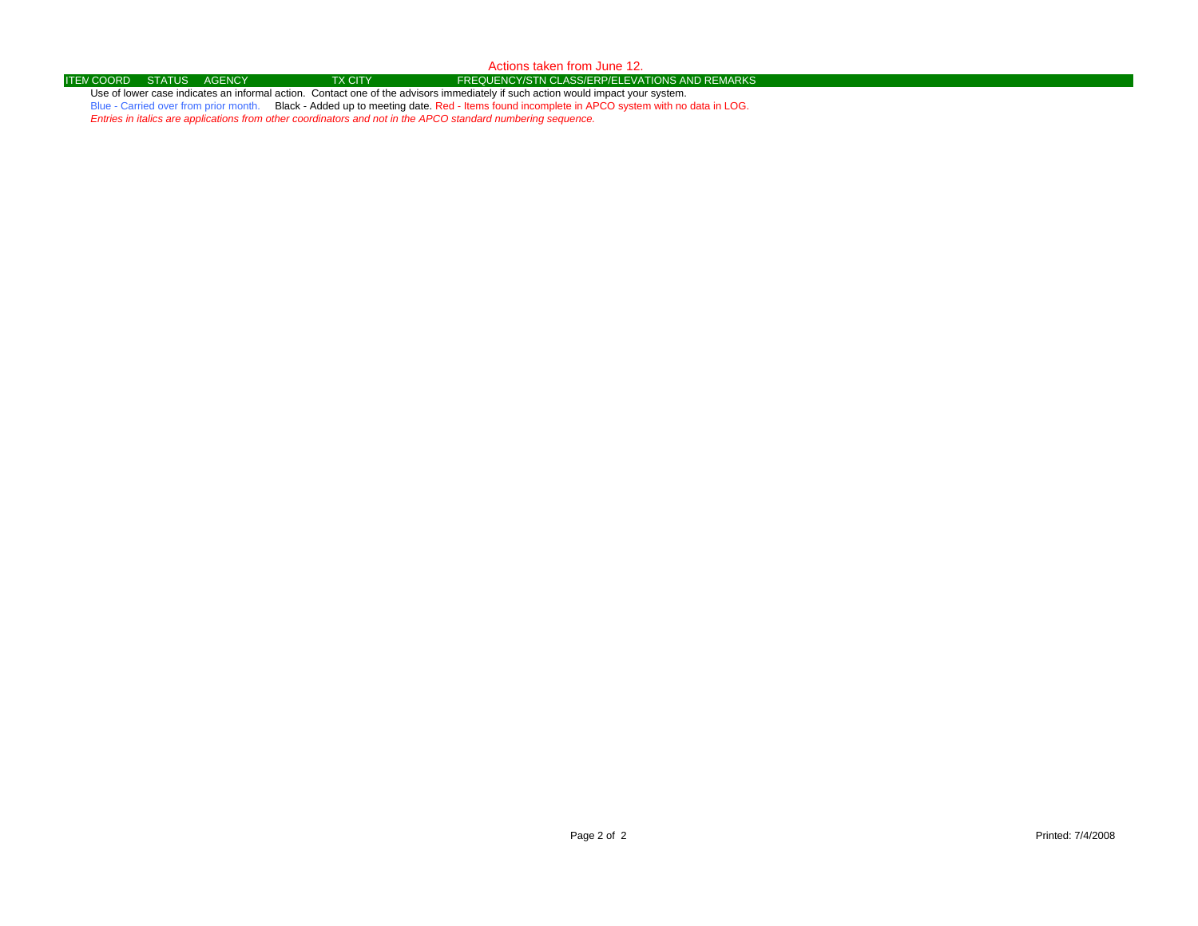Actions taken from June 12.

| ITEM | COORD | STATUS | AGENCY | TX CITY | FREQUENCY/STN CLASS/ERP/ELEVATIONS AND REMARKS |
|---|---|---|---|---|---|

Use of lower case indicates an informal action. Contact one of the advisors immediately if such action would impact your system.

Blue - Carried over from prior month. Black - Added up to meeting date. Red - Items found incomplete in APCO system with no data in LOG.

*Entries in italics are applications from other coordinators and not in the APCO standard numbering sequence.*

Printed: 7/4/2008